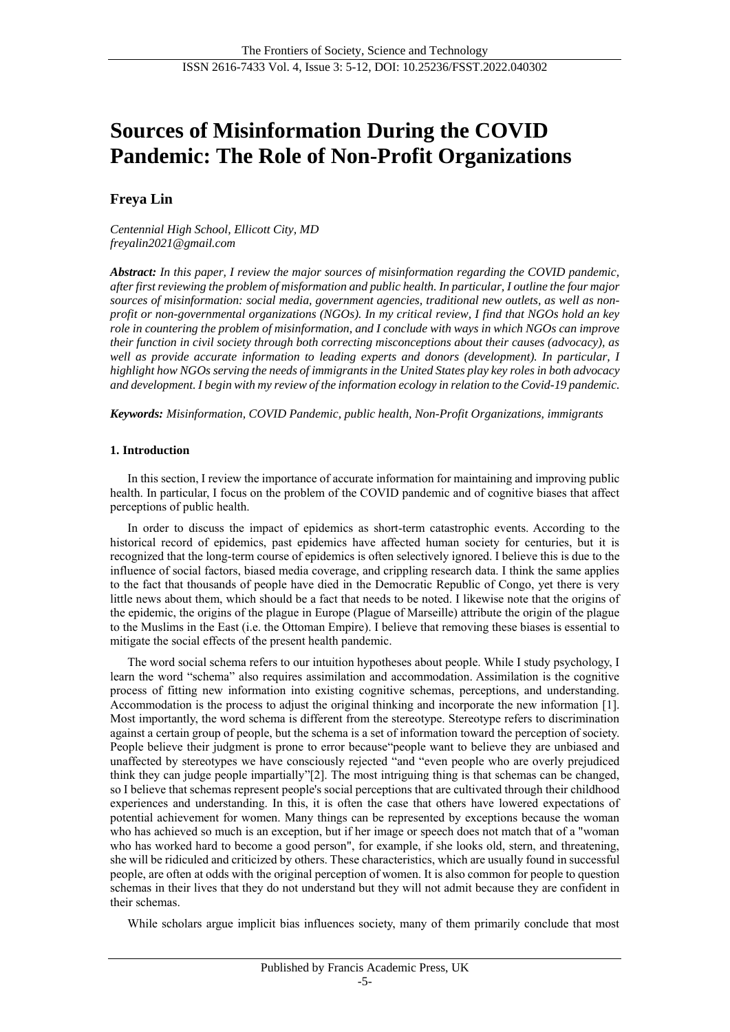# Sources of Misinformation During the COVID Pandemic: The Role of Non-Profit Organizations

**Freya Lin**

*Centennial High School, Ellicott City, MD*
*freyalin2021@gmail.com*

***Abstract:*** *In this paper, I review the major sources of misinformation regarding the COVID pandemic, after first reviewing the problem of misformation and public health. In particular, I outline the four major sources of misinformation: social media, government agencies, traditional new outlets, as well as non-profit or non-governmental organizations (NGOs). In my critical review, I find that NGOs hold an key role in countering the problem of misinformation, and I conclude with ways in which NGOs can improve their function in civil society through both correcting misconceptions about their causes (advocacy), as well as provide accurate information to leading experts and donors (development). In particular, I highlight how NGOs serving the needs of immigrants in the United States play key roles in both advocacy and development. I begin with my review of the information ecology in relation to the Covid-19 pandemic.*

***Keywords:*** *Misinformation, COVID Pandemic, public health, Non-Profit Organizations, immigrants*

## 1. Introduction

In this section, I review the importance of accurate information for maintaining and improving public health. In particular, I focus on the problem of the COVID pandemic and of cognitive biases that affect perceptions of public health.

In order to discuss the impact of epidemics as short-term catastrophic events. According to the historical record of epidemics, past epidemics have affected human society for centuries, but it is recognized that the long-term course of epidemics is often selectively ignored. I believe this is due to the influence of social factors, biased media coverage, and crippling research data. I think the same applies to the fact that thousands of people have died in the Democratic Republic of Congo, yet there is very little news about them, which should be a fact that needs to be noted. I likewise note that the origins of the epidemic, the origins of the plague in Europe (Plague of Marseille) attribute the origin of the plague to the Muslims in the East (i.e. the Ottoman Empire). I believe that removing these biases is essential to mitigate the social effects of the present health pandemic.

The word social schema refers to our intuition hypotheses about people. While I study psychology, I learn the word "schema" also requires assimilation and accommodation. Assimilation is the cognitive process of fitting new information into existing cognitive schemas, perceptions, and understanding. Accommodation is the process to adjust the original thinking and incorporate the new information [1]. Most importantly, the word schema is different from the stereotype. Stereotype refers to discrimination against a certain group of people, but the schema is a set of information toward the perception of society. People believe their judgment is prone to error because"people want to believe they are unbiased and unaffected by stereotypes we have consciously rejected "and "even people who are overly prejudiced think they can judge people impartially"[2]. The most intriguing thing is that schemas can be changed, so I believe that schemas represent people's social perceptions that are cultivated through their childhood experiences and understanding. In this, it is often the case that others have lowered expectations of potential achievement for women. Many things can be represented by exceptions because the woman who has achieved so much is an exception, but if her image or speech does not match that of a "woman who has worked hard to become a good person", for example, if she looks old, stern, and threatening, she will be ridiculed and criticized by others. These characteristics, which are usually found in successful people, are often at odds with the original perception of women. It is also common for people to question schemas in their lives that they do not understand but they will not admit because they are confident in their schemas.

While scholars argue implicit bias influences society, many of them primarily conclude that most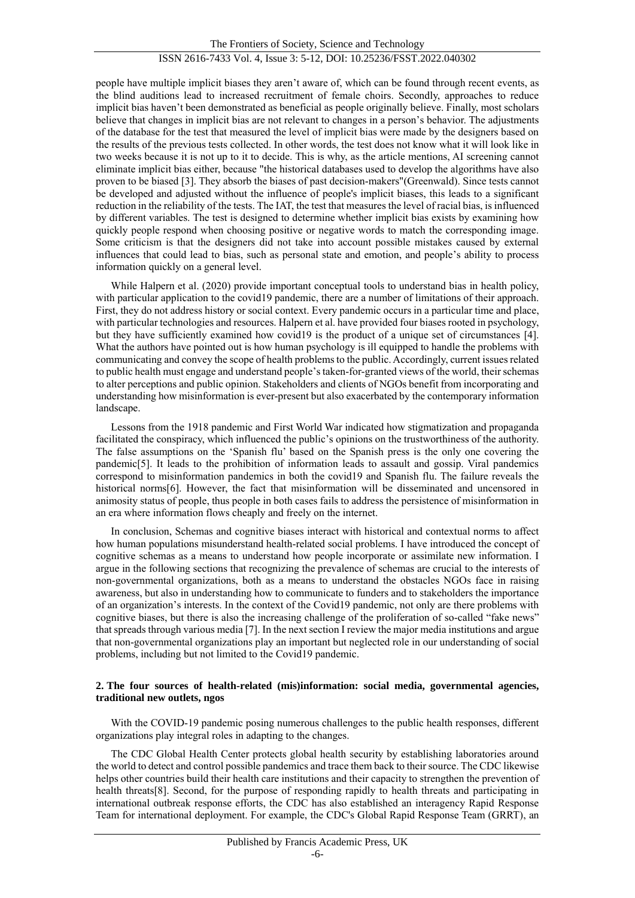people have multiple implicit biases they aren't aware of, which can be found through recent events, as the blind auditions lead to increased recruitment of female choirs. Secondly, approaches to reduce implicit bias haven't been demonstrated as beneficial as people originally believe. Finally, most scholars believe that changes in implicit bias are not relevant to changes in a person's behavior. The adjustments of the database for the test that measured the level of implicit bias were made by the designers based on the results of the previous tests collected. In other words, the test does not know what it will look like in two weeks because it is not up to it to decide. This is why, as the article mentions, AI screening cannot eliminate implicit bias either, because "the historical databases used to develop the algorithms have also proven to be biased [3]. They absorb the biases of past decision-makers"(Greenwald). Since tests cannot be developed and adjusted without the influence of people's implicit biases, this leads to a significant reduction in the reliability of the tests. The IAT, the test that measures the level of racial bias, is influenced by different variables. The test is designed to determine whether implicit bias exists by examining how quickly people respond when choosing positive or negative words to match the corresponding image. Some criticism is that the designers did not take into account possible mistakes caused by external influences that could lead to bias, such as personal state and emotion, and people's ability to process information quickly on a general level.

While Halpern et al. (2020) provide important conceptual tools to understand bias in health policy, with particular application to the covid19 pandemic, there are a number of limitations of their approach. First, they do not address history or social context. Every pandemic occurs in a particular time and place, with particular technologies and resources. Halpern et al. have provided four biases rooted in psychology, but they have sufficiently examined how covid19 is the product of a unique set of circumstances [4]. What the authors have pointed out is how human psychology is ill equipped to handle the problems with communicating and convey the scope of health problems to the public. Accordingly, current issues related to public health must engage and understand people's taken-for-granted views of the world, their schemas to alter perceptions and public opinion. Stakeholders and clients of NGOs benefit from incorporating and understanding how misinformation is ever-present but also exacerbated by the contemporary information landscape.

Lessons from the 1918 pandemic and First World War indicated how stigmatization and propaganda facilitated the conspiracy, which influenced the public's opinions on the trustworthiness of the authority. The false assumptions on the 'Spanish flu' based on the Spanish press is the only one covering the pandemic[5]. It leads to the prohibition of information leads to assault and gossip. Viral pandemics correspond to misinformation pandemics in both the covid19 and Spanish flu. The failure reveals the historical norms[6]. However, the fact that misinformation will be disseminated and uncensored in animosity status of people, thus people in both cases fails to address the persistence of misinformation in an era where information flows cheaply and freely on the internet.

In conclusion, Schemas and cognitive biases interact with historical and contextual norms to affect how human populations misunderstand health-related social problems. I have introduced the concept of cognitive schemas as a means to understand how people incorporate or assimilate new information. I argue in the following sections that recognizing the prevalence of schemas are crucial to the interests of non-governmental organizations, both as a means to understand the obstacles NGOs face in raising awareness, but also in understanding how to communicate to funders and to stakeholders the importance of an organization's interests. In the context of the Covid19 pandemic, not only are there problems with cognitive biases, but there is also the increasing challenge of the proliferation of so-called "fake news" that spreads through various media [7]. In the next section I review the major media institutions and argue that non-governmental organizations play an important but neglected role in our understanding of social problems, including but not limited to the Covid19 pandemic.

## 2. The four sources of health-related (mis)information: social media, governmental agencies, traditional new outlets, ngos

With the COVID-19 pandemic posing numerous challenges to the public health responses, different organizations play integral roles in adapting to the changes.

The CDC Global Health Center protects global health security by establishing laboratories around the world to detect and control possible pandemics and trace them back to their source. The CDC likewise helps other countries build their health care institutions and their capacity to strengthen the prevention of health threats[8]. Second, for the purpose of responding rapidly to health threats and participating in international outbreak response efforts, the CDC has also established an interagency Rapid Response Team for international deployment. For example, the CDC's Global Rapid Response Team (GRRT), an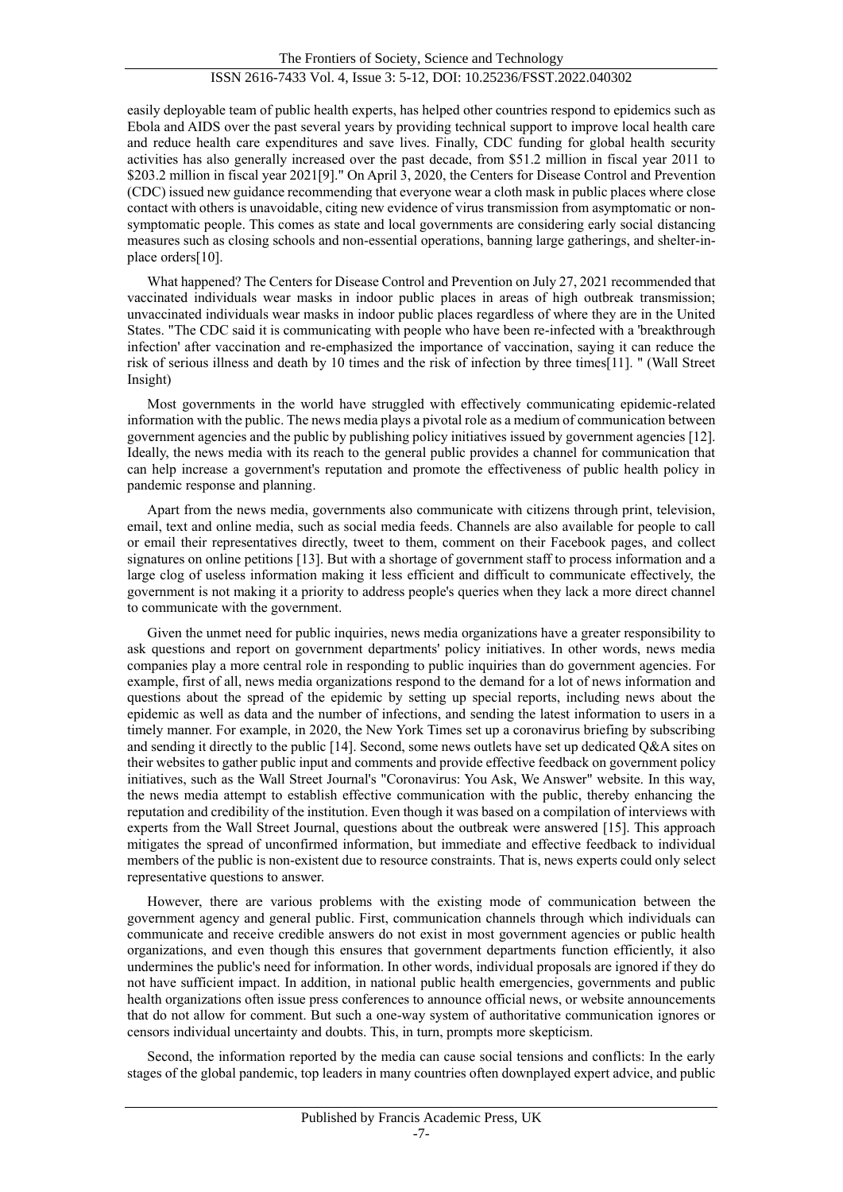easily deployable team of public health experts, has helped other countries respond to epidemics such as Ebola and AIDS over the past several years by providing technical support to improve local health care and reduce health care expenditures and save lives. Finally, CDC funding for global health security activities has also generally increased over the past decade, from $51.2 million in fiscal year 2011 to $203.2 million in fiscal year 2021[9]." On April 3, 2020, the Centers for Disease Control and Prevention (CDC) issued new guidance recommending that everyone wear a cloth mask in public places where close contact with others is unavoidable, citing new evidence of virus transmission from asymptomatic or non-symptomatic people. This comes as state and local governments are considering early social distancing measures such as closing schools and non-essential operations, banning large gatherings, and shelter-in-place orders[10].

What happened? The Centers for Disease Control and Prevention on July 27, 2021 recommended that vaccinated individuals wear masks in indoor public places in areas of high outbreak transmission; unvaccinated individuals wear masks in indoor public places regardless of where they are in the United States. "The CDC said it is communicating with people who have been re-infected with a 'breakthrough infection' after vaccination and re-emphasized the importance of vaccination, saying it can reduce the risk of serious illness and death by 10 times and the risk of infection by three times[11]. " (Wall Street Insight)

Most governments in the world have struggled with effectively communicating epidemic-related information with the public. The news media plays a pivotal role as a medium of communication between government agencies and the public by publishing policy initiatives issued by government agencies [12]. Ideally, the news media with its reach to the general public provides a channel for communication that can help increase a government's reputation and promote the effectiveness of public health policy in pandemic response and planning.

Apart from the news media, governments also communicate with citizens through print, television, email, text and online media, such as social media feeds. Channels are also available for people to call or email their representatives directly, tweet to them, comment on their Facebook pages, and collect signatures on online petitions [13]. But with a shortage of government staff to process information and a large clog of useless information making it less efficient and difficult to communicate effectively, the government is not making it a priority to address people's queries when they lack a more direct channel to communicate with the government.

Given the unmet need for public inquiries, news media organizations have a greater responsibility to ask questions and report on government departments' policy initiatives. In other words, news media companies play a more central role in responding to public inquiries than do government agencies. For example, first of all, news media organizations respond to the demand for a lot of news information and questions about the spread of the epidemic by setting up special reports, including news about the epidemic as well as data and the number of infections, and sending the latest information to users in a timely manner. For example, in 2020, the New York Times set up a coronavirus briefing by subscribing and sending it directly to the public [14]. Second, some news outlets have set up dedicated Q&A sites on their websites to gather public input and comments and provide effective feedback on government policy initiatives, such as the Wall Street Journal's "Coronavirus: You Ask, We Answer" website. In this way, the news media attempt to establish effective communication with the public, thereby enhancing the reputation and credibility of the institution. Even though it was based on a compilation of interviews with experts from the Wall Street Journal, questions about the outbreak were answered [15]. This approach mitigates the spread of unconfirmed information, but immediate and effective feedback to individual members of the public is non-existent due to resource constraints. That is, news experts could only select representative questions to answer.

However, there are various problems with the existing mode of communication between the government agency and general public. First, communication channels through which individuals can communicate and receive credible answers do not exist in most government agencies or public health organizations, and even though this ensures that government departments function efficiently, it also undermines the public's need for information. In other words, individual proposals are ignored if they do not have sufficient impact. In addition, in national public health emergencies, governments and public health organizations often issue press conferences to announce official news, or website announcements that do not allow for comment. But such a one-way system of authoritative communication ignores or censors individual uncertainty and doubts. This, in turn, prompts more skepticism.

Second, the information reported by the media can cause social tensions and conflicts: In the early stages of the global pandemic, top leaders in many countries often downplayed expert advice, and public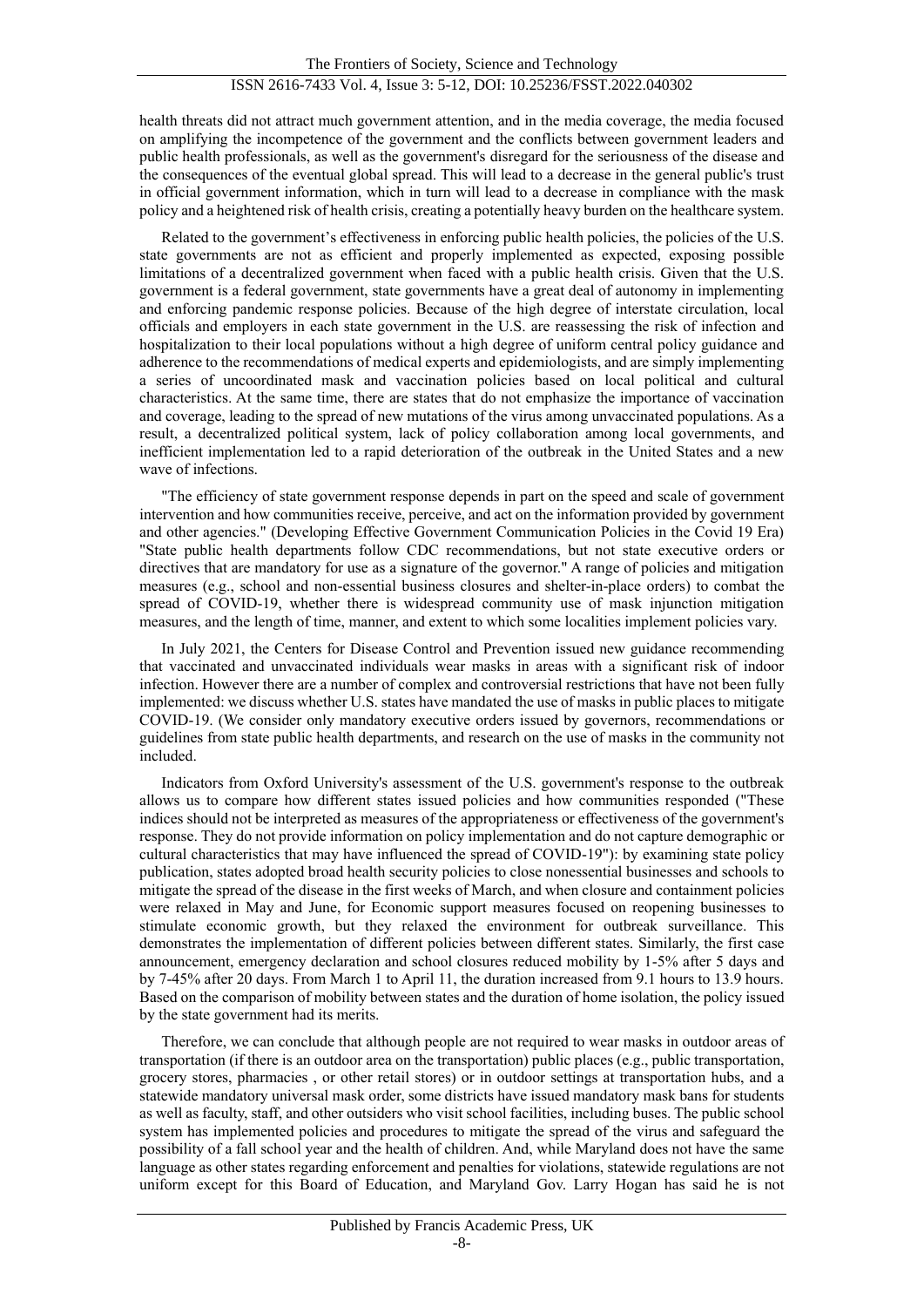health threats did not attract much government attention, and in the media coverage, the media focused on amplifying the incompetence of the government and the conflicts between government leaders and public health professionals, as well as the government's disregard for the seriousness of the disease and the consequences of the eventual global spread. This will lead to a decrease in the general public's trust in official government information, which in turn will lead to a decrease in compliance with the mask policy and a heightened risk of health crisis, creating a potentially heavy burden on the healthcare system.

Related to the government's effectiveness in enforcing public health policies, the policies of the U.S. state governments are not as efficient and properly implemented as expected, exposing possible limitations of a decentralized government when faced with a public health crisis. Given that the U.S. government is a federal government, state governments have a great deal of autonomy in implementing and enforcing pandemic response policies. Because of the high degree of interstate circulation, local officials and employers in each state government in the U.S. are reassessing the risk of infection and hospitalization to their local populations without a high degree of uniform central policy guidance and adherence to the recommendations of medical experts and epidemiologists, and are simply implementing a series of uncoordinated mask and vaccination policies based on local political and cultural characteristics. At the same time, there are states that do not emphasize the importance of vaccination and coverage, leading to the spread of new mutations of the virus among unvaccinated populations. As a result, a decentralized political system, lack of policy collaboration among local governments, and inefficient implementation led to a rapid deterioration of the outbreak in the United States and a new wave of infections.

"The efficiency of state government response depends in part on the speed and scale of government intervention and how communities receive, perceive, and act on the information provided by government and other agencies." (Developing Effective Government Communication Policies in the Covid 19 Era) "State public health departments follow CDC recommendations, but not state executive orders or directives that are mandatory for use as a signature of the governor." A range of policies and mitigation measures (e.g., school and non-essential business closures and shelter-in-place orders) to combat the spread of COVID-19, whether there is widespread community use of mask injunction mitigation measures, and the length of time, manner, and extent to which some localities implement policies vary.

In July 2021, the Centers for Disease Control and Prevention issued new guidance recommending that vaccinated and unvaccinated individuals wear masks in areas with a significant risk of indoor infection. However there are a number of complex and controversial restrictions that have not been fully implemented: we discuss whether U.S. states have mandated the use of masks in public places to mitigate COVID-19. (We consider only mandatory executive orders issued by governors, recommendations or guidelines from state public health departments, and research on the use of masks in the community not included.

Indicators from Oxford University's assessment of the U.S. government's response to the outbreak allows us to compare how different states issued policies and how communities responded ("These indices should not be interpreted as measures of the appropriateness or effectiveness of the government's response. They do not provide information on policy implementation and do not capture demographic or cultural characteristics that may have influenced the spread of COVID-19"): by examining state policy publication, states adopted broad health security policies to close nonessential businesses and schools to mitigate the spread of the disease in the first weeks of March, and when closure and containment policies were relaxed in May and June, for Economic support measures focused on reopening businesses to stimulate economic growth, but they relaxed the environment for outbreak surveillance. This demonstrates the implementation of different policies between different states. Similarly, the first case announcement, emergency declaration and school closures reduced mobility by 1-5% after 5 days and by 7-45% after 20 days. From March 1 to April 11, the duration increased from 9.1 hours to 13.9 hours. Based on the comparison of mobility between states and the duration of home isolation, the policy issued by the state government had its merits.

Therefore, we can conclude that although people are not required to wear masks in outdoor areas of transportation (if there is an outdoor area on the transportation) public places (e.g., public transportation, grocery stores, pharmacies , or other retail stores) or in outdoor settings at transportation hubs, and a statewide mandatory universal mask order, some districts have issued mandatory mask bans for students as well as faculty, staff, and other outsiders who visit school facilities, including buses. The public school system has implemented policies and procedures to mitigate the spread of the virus and safeguard the possibility of a fall school year and the health of children. And, while Maryland does not have the same language as other states regarding enforcement and penalties for violations, statewide regulations are not uniform except for this Board of Education, and Maryland Gov. Larry Hogan has said he is not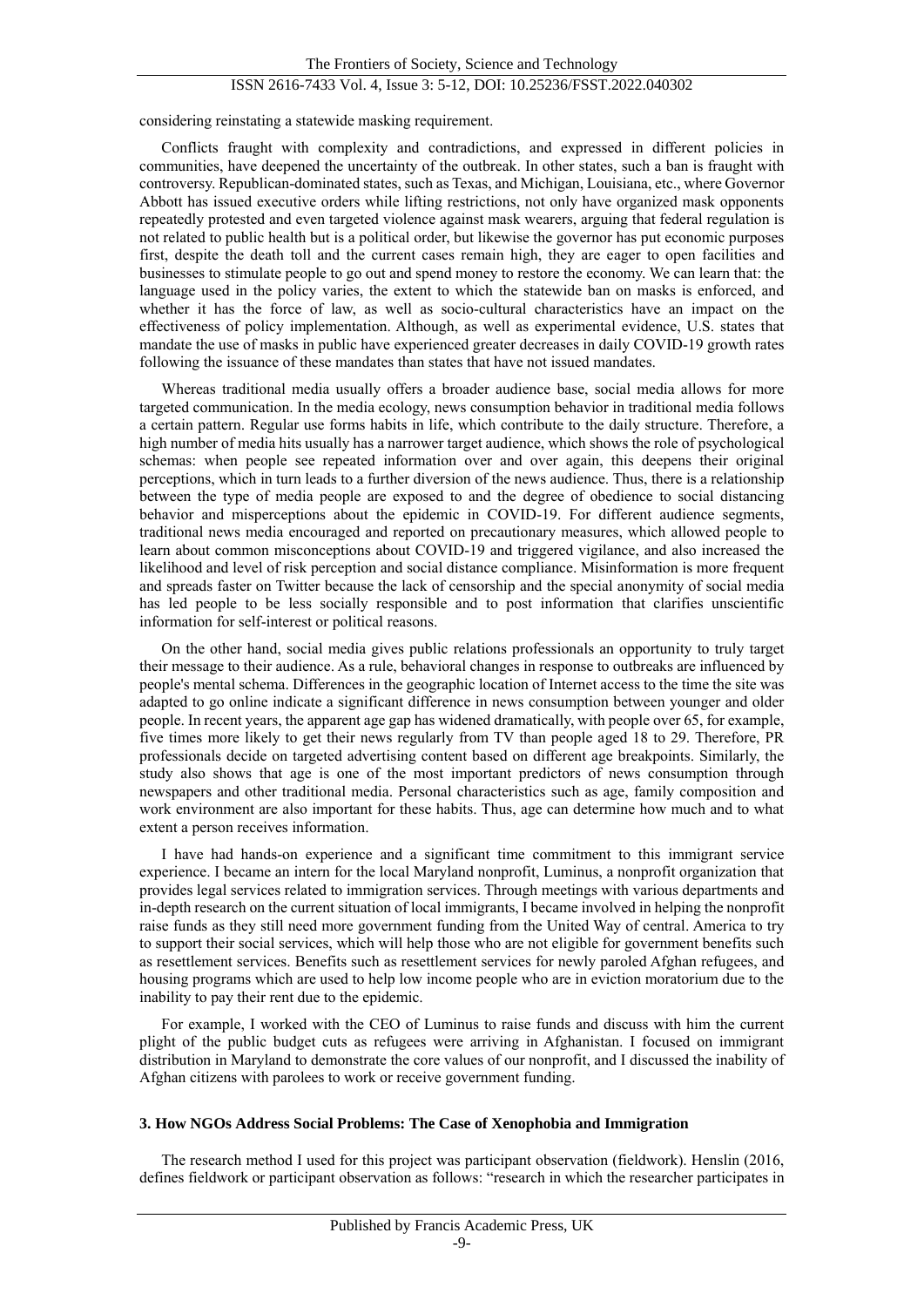considering reinstating a statewide masking requirement.

Conflicts fraught with complexity and contradictions, and expressed in different policies in communities, have deepened the uncertainty of the outbreak. In other states, such a ban is fraught with controversy. Republican-dominated states, such as Texas, and Michigan, Louisiana, etc., where Governor Abbott has issued executive orders while lifting restrictions, not only have organized mask opponents repeatedly protested and even targeted violence against mask wearers, arguing that federal regulation is not related to public health but is a political order, but likewise the governor has put economic purposes first, despite the death toll and the current cases remain high, they are eager to open facilities and businesses to stimulate people to go out and spend money to restore the economy. We can learn that: the language used in the policy varies, the extent to which the statewide ban on masks is enforced, and whether it has the force of law, as well as socio-cultural characteristics have an impact on the effectiveness of policy implementation. Although, as well as experimental evidence, U.S. states that mandate the use of masks in public have experienced greater decreases in daily COVID-19 growth rates following the issuance of these mandates than states that have not issued mandates.

Whereas traditional media usually offers a broader audience base, social media allows for more targeted communication. In the media ecology, news consumption behavior in traditional media follows a certain pattern. Regular use forms habits in life, which contribute to the daily structure. Therefore, a high number of media hits usually has a narrower target audience, which shows the role of psychological schemas: when people see repeated information over and over again, this deepens their original perceptions, which in turn leads to a further diversion of the news audience. Thus, there is a relationship between the type of media people are exposed to and the degree of obedience to social distancing behavior and misperceptions about the epidemic in COVID-19. For different audience segments, traditional news media encouraged and reported on precautionary measures, which allowed people to learn about common misconceptions about COVID-19 and triggered vigilance, and also increased the likelihood and level of risk perception and social distance compliance. Misinformation is more frequent and spreads faster on Twitter because the lack of censorship and the special anonymity of social media has led people to be less socially responsible and to post information that clarifies unscientific information for self-interest or political reasons.

On the other hand, social media gives public relations professionals an opportunity to truly target their message to their audience. As a rule, behavioral changes in response to outbreaks are influenced by people's mental schema. Differences in the geographic location of Internet access to the time the site was adapted to go online indicate a significant difference in news consumption between younger and older people. In recent years, the apparent age gap has widened dramatically, with people over 65, for example, five times more likely to get their news regularly from TV than people aged 18 to 29. Therefore, PR professionals decide on targeted advertising content based on different age breakpoints. Similarly, the study also shows that age is one of the most important predictors of news consumption through newspapers and other traditional media. Personal characteristics such as age, family composition and work environment are also important for these habits. Thus, age can determine how much and to what extent a person receives information.

I have had hands-on experience and a significant time commitment to this immigrant service experience. I became an intern for the local Maryland nonprofit, Luminus, a nonprofit organization that provides legal services related to immigration services. Through meetings with various departments and in-depth research on the current situation of local immigrants, I became involved in helping the nonprofit raise funds as they still need more government funding from the United Way of central. America to try to support their social services, which will help those who are not eligible for government benefits such as resettlement services. Benefits such as resettlement services for newly paroled Afghan refugees, and housing programs which are used to help low income people who are in eviction moratorium due to the inability to pay their rent due to the epidemic.

For example, I worked with the CEO of Luminus to raise funds and discuss with him the current plight of the public budget cuts as refugees were arriving in Afghanistan. I focused on immigrant distribution in Maryland to demonstrate the core values of our nonprofit, and I discussed the inability of Afghan citizens with parolees to work or receive government funding.

## 3. How NGOs Address Social Problems: The Case of Xenophobia and Immigration

The research method I used for this project was participant observation (fieldwork). Henslin (2016, defines fieldwork or participant observation as follows: "research in which the researcher participates in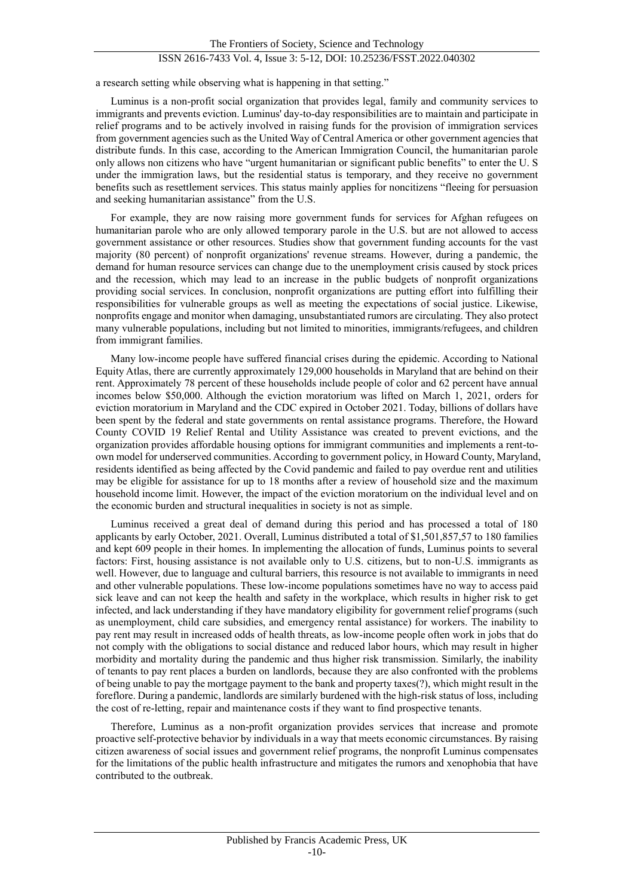a research setting while observing what is happening in that setting."

Luminus is a non-profit social organization that provides legal, family and community services to immigrants and prevents eviction. Luminus' day-to-day responsibilities are to maintain and participate in relief programs and to be actively involved in raising funds for the provision of immigration services from government agencies such as the United Way of Central America or other government agencies that distribute funds. In this case, according to the American Immigration Council, the humanitarian parole only allows non citizens who have "urgent humanitarian or significant public benefits" to enter the U. S under the immigration laws, but the residential status is temporary, and they receive no government benefits such as resettlement services. This status mainly applies for noncitizens "fleeing for persuasion and seeking humanitarian assistance" from the U.S.

For example, they are now raising more government funds for services for Afghan refugees on humanitarian parole who are only allowed temporary parole in the U.S. but are not allowed to access government assistance or other resources. Studies show that government funding accounts for the vast majority (80 percent) of nonprofit organizations' revenue streams. However, during a pandemic, the demand for human resource services can change due to the unemployment crisis caused by stock prices and the recession, which may lead to an increase in the public budgets of nonprofit organizations providing social services. In conclusion, nonprofit organizations are putting effort into fulfilling their responsibilities for vulnerable groups as well as meeting the expectations of social justice. Likewise, nonprofits engage and monitor when damaging, unsubstantiated rumors are circulating. They also protect many vulnerable populations, including but not limited to minorities, immigrants/refugees, and children from immigrant families.

Many low-income people have suffered financial crises during the epidemic. According to National Equity Atlas, there are currently approximately 129,000 households in Maryland that are behind on their rent. Approximately 78 percent of these households include people of color and 62 percent have annual incomes below $50,000. Although the eviction moratorium was lifted on March 1, 2021, orders for eviction moratorium in Maryland and the CDC expired in October 2021. Today, billions of dollars have been spent by the federal and state governments on rental assistance programs. Therefore, the Howard County COVID 19 Relief Rental and Utility Assistance was created to prevent evictions, and the organization provides affordable housing options for immigrant communities and implements a rent-to-own model for underserved communities. According to government policy, in Howard County, Maryland, residents identified as being affected by the Covid pandemic and failed to pay overdue rent and utilities may be eligible for assistance for up to 18 months after a review of household size and the maximum household income limit. However, the impact of the eviction moratorium on the individual level and on the economic burden and structural inequalities in society is not as simple.

Luminus received a great deal of demand during this period and has processed a total of 180 applicants by early October, 2021. Overall, Luminus distributed a total of $1,501,857,57 to 180 families and kept 609 people in their homes. In implementing the allocation of funds, Luminus points to several factors: First, housing assistance is not available only to U.S. citizens, but to non-U.S. immigrants as well. However, due to language and cultural barriers, this resource is not available to immigrants in need and other vulnerable populations. These low-income populations sometimes have no way to access paid sick leave and can not keep the health and safety in the workplace, which results in higher risk to get infected, and lack understanding if they have mandatory eligibility for government relief programs (such as unemployment, child care subsidies, and emergency rental assistance) for workers. The inability to pay rent may result in increased odds of health threats, as low-income people often work in jobs that do not comply with the obligations to social distance and reduced labor hours, which may result in higher morbidity and mortality during the pandemic and thus higher risk transmission. Similarly, the inability of tenants to pay rent places a burden on landlords, because they are also confronted with the problems of being unable to pay the mortgage payment to the bank and property taxes(?), which might result in the foreflore. During a pandemic, landlords are similarly burdened with the high-risk status of loss, including the cost of re-letting, repair and maintenance costs if they want to find prospective tenants.

Therefore, Luminus as a non-profit organization provides services that increase and promote proactive self-protective behavior by individuals in a way that meets economic circumstances. By raising citizen awareness of social issues and government relief programs, the nonprofit Luminus compensates for the limitations of the public health infrastructure and mitigates the rumors and xenophobia that have contributed to the outbreak.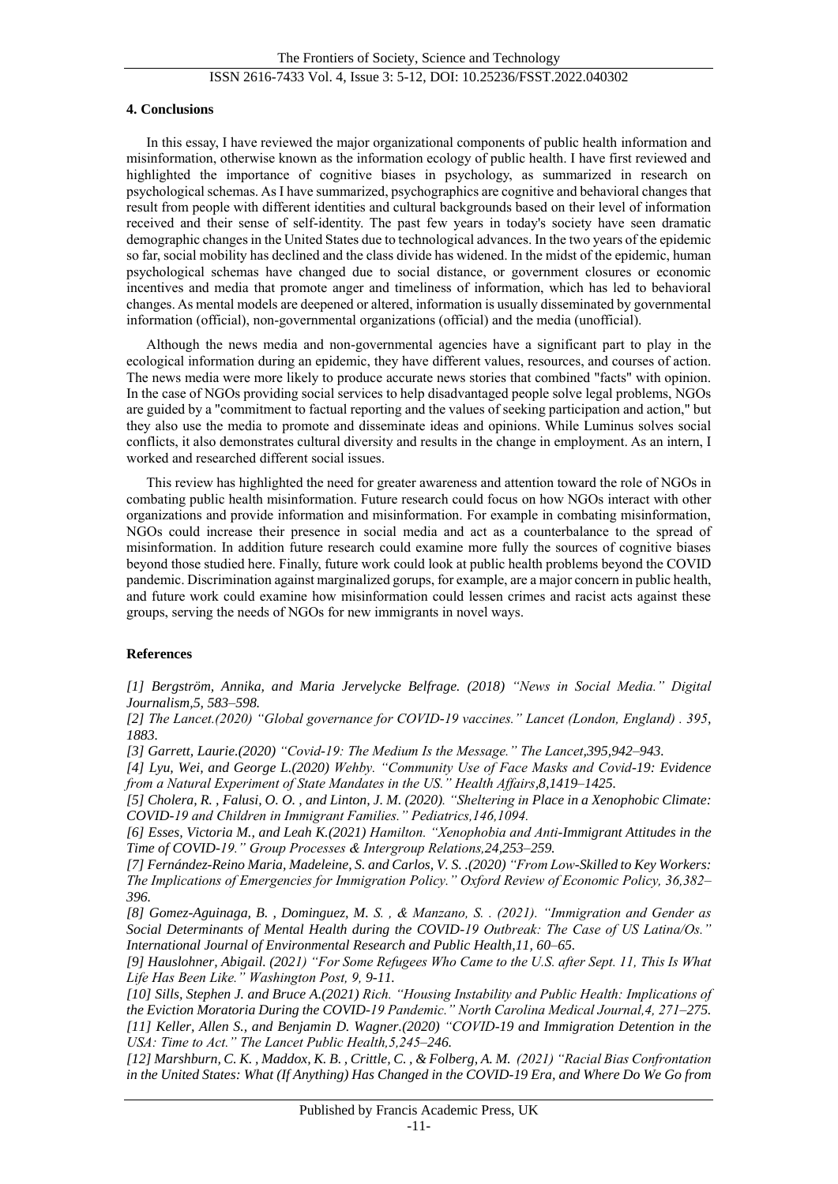## 4. Conclusions

In this essay, I have reviewed the major organizational components of public health information and misinformation, otherwise known as the information ecology of public health. I have first reviewed and highlighted the importance of cognitive biases in psychology, as summarized in research on psychological schemas. As I have summarized, psychographics are cognitive and behavioral changes that result from people with different identities and cultural backgrounds based on their level of information received and their sense of self-identity. The past few years in today's society have seen dramatic demographic changes in the United States due to technological advances. In the two years of the epidemic so far, social mobility has declined and the class divide has widened. In the midst of the epidemic, human psychological schemas have changed due to social distance, or government closures or economic incentives and media that promote anger and timeliness of information, which has led to behavioral changes. As mental models are deepened or altered, information is usually disseminated by governmental information (official), non-governmental organizations (official) and the media (unofficial).

Although the news media and non-governmental agencies have a significant part to play in the ecological information during an epidemic, they have different values, resources, and courses of action. The news media were more likely to produce accurate news stories that combined "facts" with opinion. In the case of NGOs providing social services to help disadvantaged people solve legal problems, NGOs are guided by a "commitment to factual reporting and the values of seeking participation and action," but they also use the media to promote and disseminate ideas and opinions. While Luminus solves social conflicts, it also demonstrates cultural diversity and results in the change in employment. As an intern, I worked and researched different social issues.

This review has highlighted the need for greater awareness and attention toward the role of NGOs in combating public health misinformation. Future research could focus on how NGOs interact with other organizations and provide information and misinformation. For example in combating misinformation, NGOs could increase their presence in social media and act as a counterbalance to the spread of misinformation. In addition future research could examine more fully the sources of cognitive biases beyond those studied here. Finally, future work could look at public health problems beyond the COVID pandemic. Discrimination against marginalized gorups, for example, are a major concern in public health, and future work could examine how misinformation could lessen crimes and racist acts against these groups, serving the needs of NGOs for new immigrants in novel ways.

## References

*[1] Bergström, Annika, and Maria Jervelycke Belfrage. (2018) "News in Social Media." Digital Journalism,5, 583–598.*

*[2] The Lancet.(2020) "Global governance for COVID-19 vaccines." Lancet (London, England) . 395, 1883.*

*[3] Garrett, Laurie.(2020) "Covid-19: The Medium Is the Message." The Lancet,395,942–943.*

*[4] Lyu, Wei, and George L.(2020) Wehby. "Community Use of Face Masks and Covid-19: Evidence from a Natural Experiment of State Mandates in the US." Health Affairs,8,1419–1425.*

*[5] Cholera, R. , Falusi, O. O. , and Linton, J. M. (2020). "Sheltering in Place in a Xenophobic Climate: COVID-19 and Children in Immigrant Families." Pediatrics,146,1094.*

*[6] Esses, Victoria M., and Leah K.(2021) Hamilton. "Xenophobia and Anti-Immigrant Attitudes in the Time of COVID-19." Group Processes & Intergroup Relations,24,253–259.*

*[7] Fernández-Reino Maria, Madeleine, S. and Carlos, V. S. .(2020) "From Low-Skilled to Key Workers: The Implications of Emergencies for Immigration Policy." Oxford Review of Economic Policy, 36,382–396.*

*[8] Gomez-Aguinaga, B. , Dominguez, M. S. , & Manzano, S. . (2021). "Immigration and Gender as Social Determinants of Mental Health during the COVID-19 Outbreak: The Case of US Latina/Os." International Journal of Environmental Research and Public Health,11, 60–65.*

*[9] Hauslohner, Abigail. (2021) "For Some Refugees Who Came to the U.S. after Sept. 11, This Is What Life Has Been Like." Washington Post, 9, 9-11.*

*[10] Sills, Stephen J. and Bruce A.(2021) Rich. "Housing Instability and Public Health: Implications of the Eviction Moratoria During the COVID-19 Pandemic." North Carolina Medical Journal,4, 271–275.*

*[11] Keller, Allen S., and Benjamin D. Wagner.(2020) "COVID-19 and Immigration Detention in the USA: Time to Act." The Lancet Public Health,5,245–246.*

*[12] Marshburn, C. K. , Maddox, K. B. , Crittle, C. , & Folberg, A. M. (2021) "Racial Bias Confrontation in the United States: What (If Anything) Has Changed in the COVID-19 Era, and Where Do We Go from*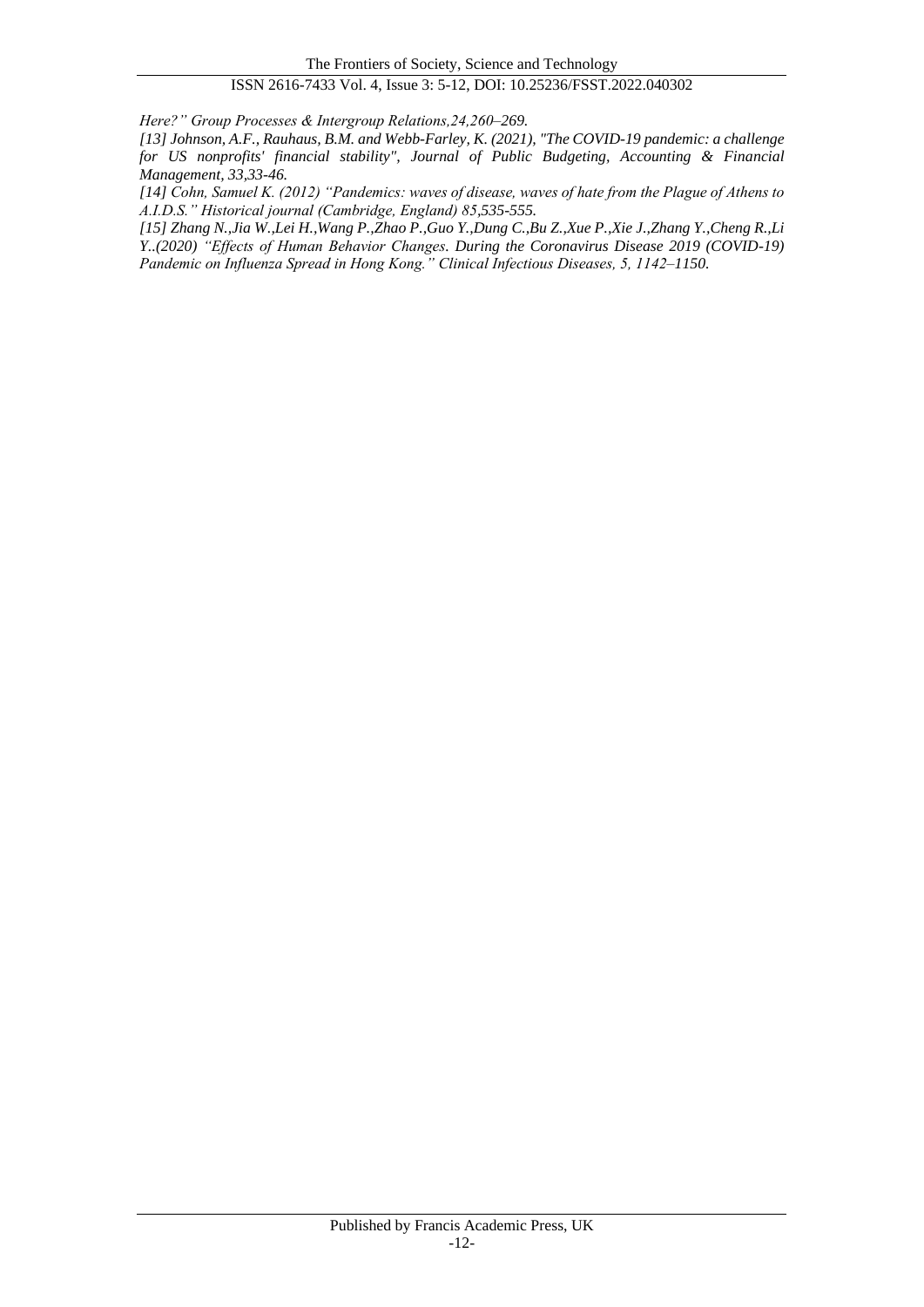*Here?" Group Processes & Intergroup Relations,24,260–269.*

*[13] Johnson, A.F., Rauhaus, B.M. and Webb-Farley, K. (2021), "The COVID-19 pandemic: a challenge for US nonprofits' financial stability", Journal of Public Budgeting, Accounting & Financial Management, 33,33-46.*

*[14] Cohn, Samuel K. (2012) "Pandemics: waves of disease, waves of hate from the Plague of Athens to A.I.D.S." Historical journal (Cambridge, England) 85,535-555.*

*[15] Zhang N.,Jia W.,Lei H.,Wang P.,Zhao P.,Guo Y.,Dung C.,Bu Z.,Xue P.,Xie J.,Zhang Y.,Cheng R.,Li Y..(2020) "Effects of Human Behavior Changes. During the Coronavirus Disease 2019 (COVID-19) Pandemic on Influenza Spread in Hong Kong." Clinical Infectious Diseases, 5, 1142–1150.*